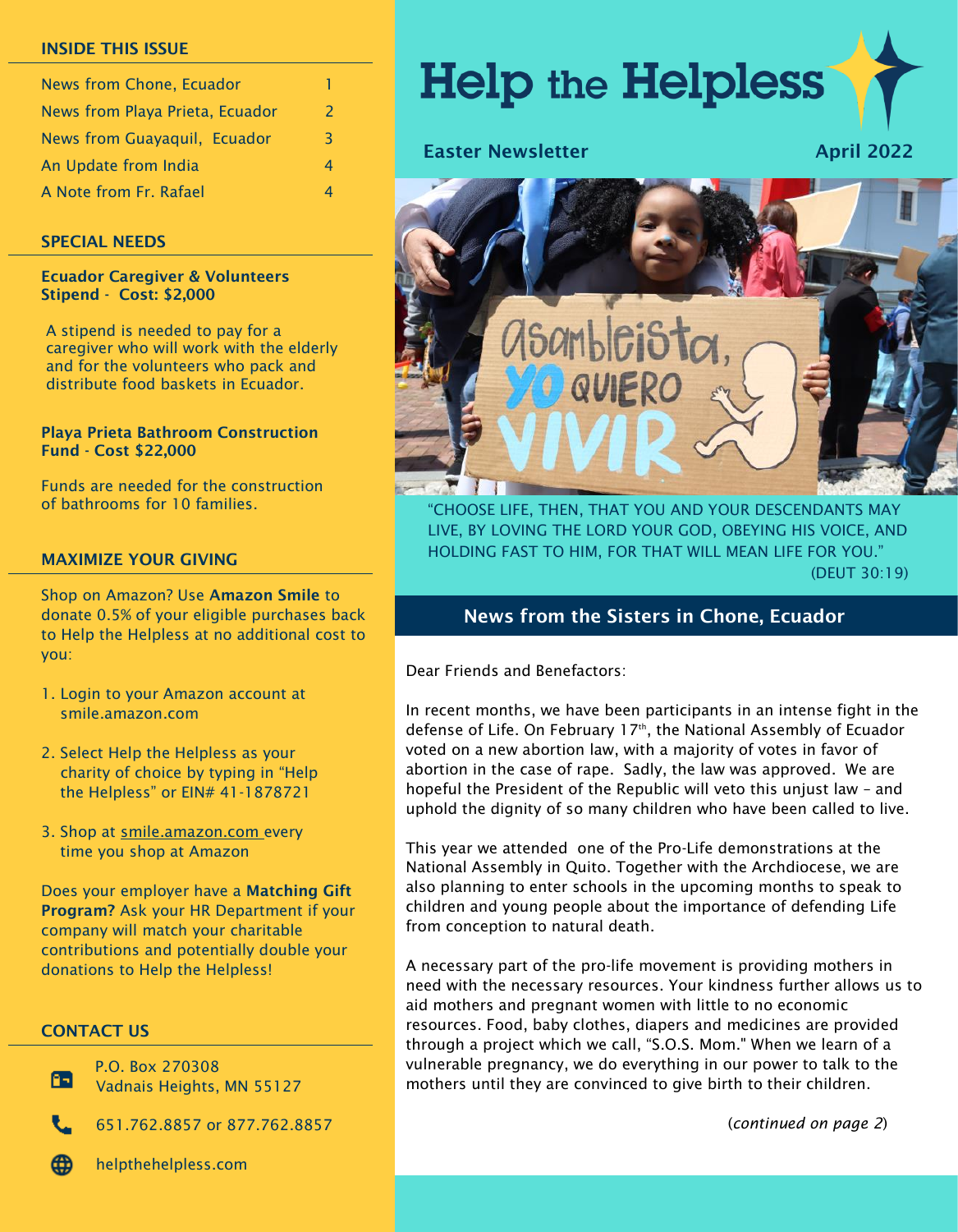# Help the Helpless

Easter Newsletter — April 2022

"CHOOSE LIFE, THEN, THAT YOU AND YOUR DESCENDANTS MAY LIVE, BY LOVING THE LORD YOUR GOD, OBEYING HIS VOICE, AND HOLDING FAST TO HIM, FOR THAT WILL MEAN LIFE FOR YOU." (DEUT 30:19)

## INSIDE THIS ISSUE

| | |
|---|---|
| News from Chone, Ecuador | 1 |
| News from Playa Prieta, Ecuador | 2 |
| News from Guayaquil, Ecuador | 3 |
| An Update from India | 4 |
| A Note from Fr. Rafael | 4 |

## SPECIAL NEEDS

**Ecuador Caregiver & Volunteers Stipend - Cost: $2,000**

A stipend is needed to pay for a caregiver who will work with the elderly and for the volunteers who pack and distribute food baskets in Ecuador.

**Playa Prieta Bathroom Construction Fund - Cost $22,000**

Funds are needed for the construction of bathrooms for 10 families.

## MAXIMIZE YOUR GIVING

Shop on Amazon? Use **Amazon Smile** to donate 0.5% of your eligible purchases back to Help the Helpless at no additional cost to you:

1. Login to your Amazon account at smile.amazon.com
2. Select Help the Helpless as your charity of choice by typing in "Help the Helpless" or EIN# 41-1878721
3. Shop at smile.amazon.com every time you shop at Amazon

Does your employer have a **Matching Gift Program?** Ask your HR Department if your company will match your charitable contributions and potentially double your donations to Help the Helpless!

## CONTACT US

P.O. Box 270308
Vadnais Heights, MN 55127

651.762.8857 or 877.762.8857

helpthehelpless.com

## News from the Sisters in Chone, Ecuador

Dear Friends and Benefactors:

In recent months, we have been participants in an intense fight in the defense of Life. On February 17th, the National Assembly of Ecuador voted on a new abortion law, with a majority of votes in favor of abortion in the case of rape. Sadly, the law was approved. We are hopeful the President of the Republic will veto this unjust law – and uphold the dignity of so many children who have been called to live.

This year we attended one of the Pro-Life demonstrations at the National Assembly in Quito. Together with the Archdiocese, we are also planning to enter schools in the upcoming months to speak to children and young people about the importance of defending Life from conception to natural death.

A necessary part of the pro-life movement is providing mothers in need with the necessary resources. Your kindness further allows us to aid mothers and pregnant women with little to no economic resources. Food, baby clothes, diapers and medicines are provided through a project which we call, "S.O.S. Mom." When we learn of a vulnerable pregnancy, we do everything in our power to talk to the mothers until they are convinced to give birth to their children.

(*continued on page 2*)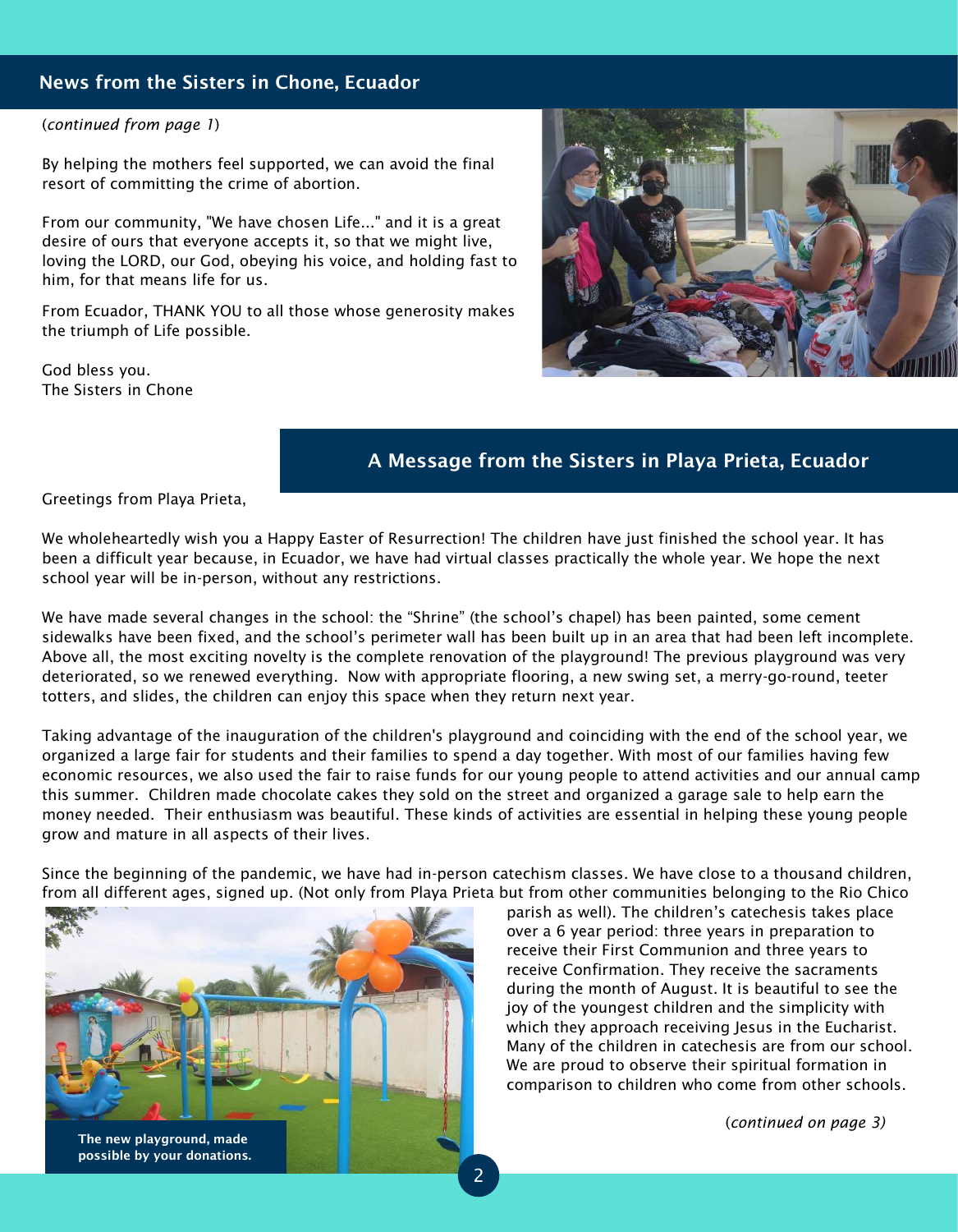## News from the Sisters in Chone, Ecuador

(*continued from page 1*)

By helping the mothers feel supported, we can avoid the final resort of committing the crime of abortion.

From our community, "We have chosen Life..." and it is a great desire of ours that everyone accepts it, so that we might live, loving the LORD, our God, obeying his voice, and holding fast to him, for that means life for us.

From Ecuador, THANK YOU to all those whose generosity makes the triumph of Life possible.

God bless you.
The Sisters in Chone

## A Message from the Sisters in Playa Prieta, Ecuador

Greetings from Playa Prieta,

We wholeheartedly wish you a Happy Easter of Resurrection! The children have just finished the school year. It has been a difficult year because, in Ecuador, we have had virtual classes practically the whole year. We hope the next school year will be in-person, without any restrictions.

We have made several changes in the school: the "Shrine" (the school's chapel) has been painted, some cement sidewalks have been fixed, and the school's perimeter wall has been built up in an area that had been left incomplete. Above all, the most exciting novelty is the complete renovation of the playground! The previous playground was very deteriorated, so we renewed everything. Now with appropriate flooring, a new swing set, a merry-go-round, teeter totters, and slides, the children can enjoy this space when they return next year.

Taking advantage of the inauguration of the children's playground and coinciding with the end of the school year, we organized a large fair for students and their families to spend a day together. With most of our families having few economic resources, we also used the fair to raise funds for our young people to attend activities and our annual camp this summer. Children made chocolate cakes they sold on the street and organized a garage sale to help earn the money needed. Their enthusiasm was beautiful. These kinds of activities are essential in helping these young people grow and mature in all aspects of their lives.

Since the beginning of the pandemic, we have had in-person catechism classes. We have close to a thousand children, from all different ages, signed up. (Not only from Playa Prieta but from other communities belonging to the Rio Chico parish as well). The children's catechesis takes place over a 6 year period: three years in preparation to receive their First Communion and three years to receive Confirmation. They receive the sacraments during the month of August. It is beautiful to see the joy of the youngest children and the simplicity with which they approach receiving Jesus in the Eucharist. Many of the children in catechesis are from our school. We are proud to observe their spiritual formation in comparison to children who come from other schools.

**The new playground, made possible by your donations.**

(*continued on page 3*)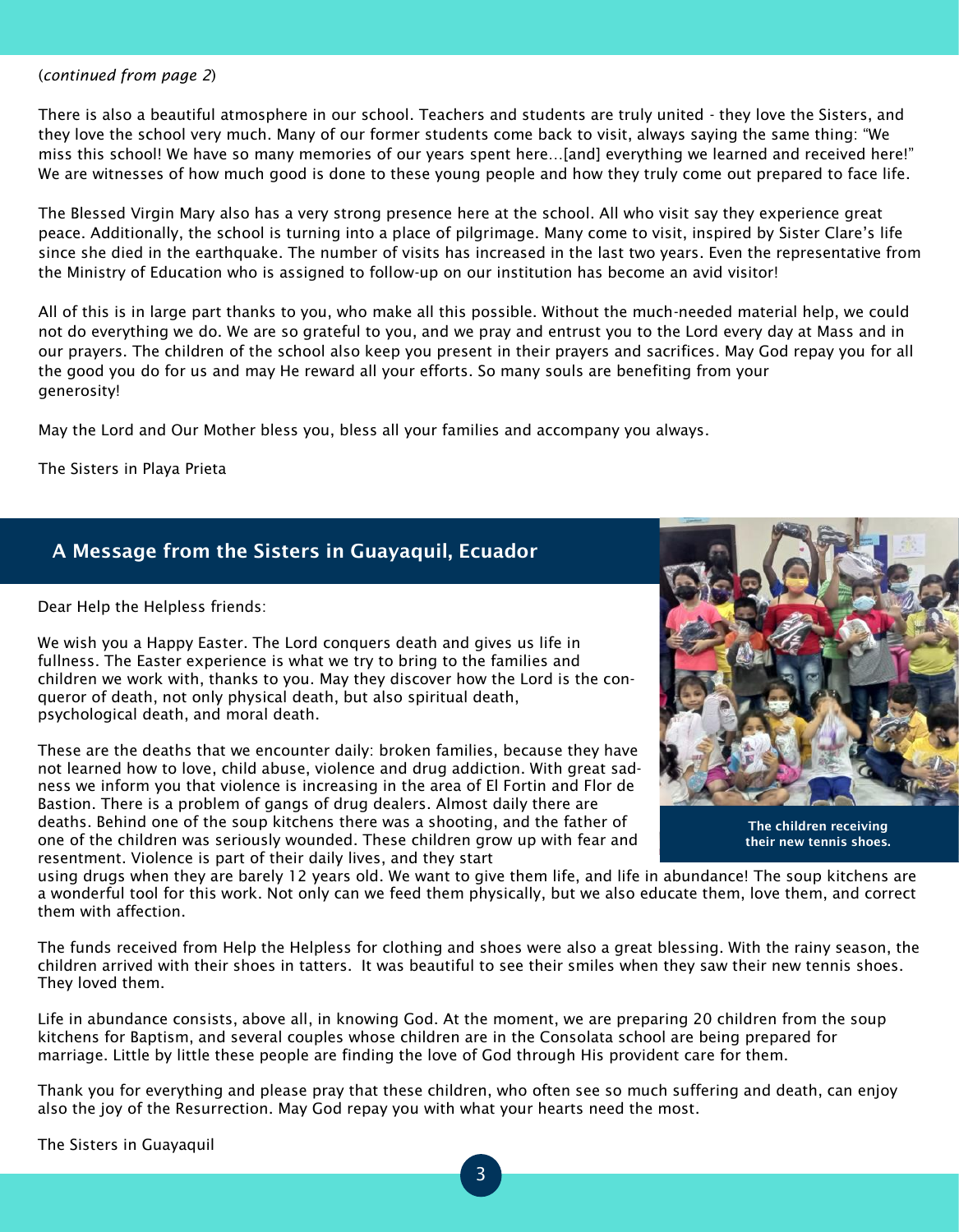(*continued from page 2*)

There is also a beautiful atmosphere in our school. Teachers and students are truly united - they love the Sisters, and they love the school very much. Many of our former students come back to visit, always saying the same thing: "We miss this school! We have so many memories of our years spent here…[and] everything we learned and received here!" We are witnesses of how much good is done to these young people and how they truly come out prepared to face life.

The Blessed Virgin Mary also has a very strong presence here at the school. All who visit say they experience great peace. Additionally, the school is turning into a place of pilgrimage. Many come to visit, inspired by Sister Clare's life since she died in the earthquake. The number of visits has increased in the last two years. Even the representative from the Ministry of Education who is assigned to follow-up on our institution has become an avid visitor!

All of this is in large part thanks to you, who make all this possible. Without the much-needed material help, we could not do everything we do. We are so grateful to you, and we pray and entrust you to the Lord every day at Mass and in our prayers. The children of the school also keep you present in their prayers and sacrifices. May God repay you for all the good you do for us and may He reward all your efforts. So many souls are benefiting from your generosity!

May the Lord and Our Mother bless you, bless all your families and accompany you always.

The Sisters in Playa Prieta

## A Message from the Sisters in Guayaquil, Ecuador

Dear Help the Helpless friends:

We wish you a Happy Easter. The Lord conquers death and gives us life in fullness. The Easter experience is what we try to bring to the families and children we work with, thanks to you. May they discover how the Lord is the conqueror of death, not only physical death, but also spiritual death, psychological death, and moral death.

These are the deaths that we encounter daily: broken families, because they have not learned how to love, child abuse, violence and drug addiction. With great sadness we inform you that violence is increasing in the area of El Fortin and Flor de Bastion. There is a problem of gangs of drug dealers. Almost daily there are deaths. Behind one of the soup kitchens there was a shooting, and the father of one of the children was seriously wounded. These children grow up with fear and resentment. Violence is part of their daily lives, and they start using drugs when they are barely 12 years old. We want to give them life, and life in abundance! The soup kitchens are a wonderful tool for this work. Not only can we feed them physically, but we also educate them, love them, and correct them with affection.

**The children receiving their new tennis shoes.**

The funds received from Help the Helpless for clothing and shoes were also a great blessing. With the rainy season, the children arrived with their shoes in tatters. It was beautiful to see their smiles when they saw their new tennis shoes. They loved them.

Life in abundance consists, above all, in knowing God. At the moment, we are preparing 20 children from the soup kitchens for Baptism, and several couples whose children are in the Consolata school are being prepared for marriage. Little by little these people are finding the love of God through His provident care for them.

Thank you for everything and please pray that these children, who often see so much suffering and death, can enjoy also the joy of the Resurrection. May God repay you with what your hearts need the most.

The Sisters in Guayaquil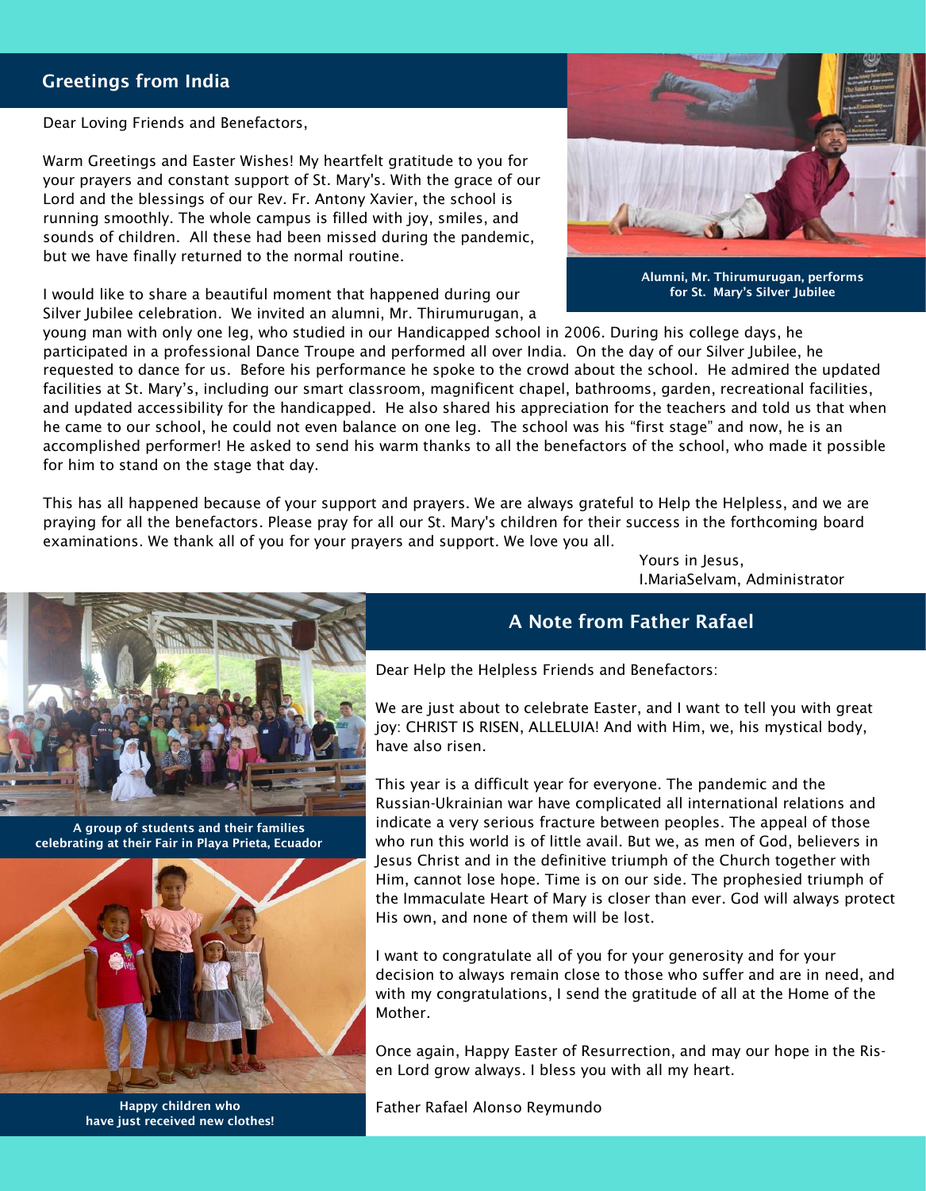## Greetings from India

Dear Loving Friends and Benefactors,

Warm Greetings and Easter Wishes! My heartfelt gratitude to you for your prayers and constant support of St. Mary's. With the grace of our Lord and the blessings of our Rev. Fr. Antony Xavier, the school is running smoothly. The whole campus is filled with joy, smiles, and sounds of children. All these had been missed during the pandemic, but we have finally returned to the normal routine.

I would like to share a beautiful moment that happened during our Silver Jubilee celebration. We invited an alumni, Mr. Thirumurugan, a young man with only one leg, who studied in our Handicapped school in 2006. During his college days, he participated in a professional Dance Troupe and performed all over India. On the day of our Silver Jubilee, he requested to dance for us. Before his performance he spoke to the crowd about the school. He admired the updated facilities at St. Mary's, including our smart classroom, magnificent chapel, bathrooms, garden, recreational facilities, and updated accessibility for the handicapped. He also shared his appreciation for the teachers and told us that when he came to our school, he could not even balance on one leg. The school was his "first stage" and now, he is an accomplished performer! He asked to send his warm thanks to all the benefactors of the school, who made it possible for him to stand on the stage that day.

**Alumni, Mr. Thirumurugan, performs for St. Mary's Silver Jubilee**

This has all happened because of your support and prayers. We are always grateful to Help the Helpless, and we are praying for all the benefactors. Please pray for all our St. Mary's children for their success in the forthcoming board examinations. We thank all of you for your prayers and support. We love you all.

Yours in Jesus,
I.MariaSelvam, Administrator

## A Note from Father Rafael

Dear Help the Helpless Friends and Benefactors:

We are just about to celebrate Easter, and I want to tell you with great joy: CHRIST IS RISEN, ALLELUIA! And with Him, we, his mystical body, have also risen.

This year is a difficult year for everyone. The pandemic and the Russian-Ukrainian war have complicated all international relations and indicate a very serious fracture between peoples. The appeal of those who run this world is of little avail. But we, as men of God, believers in Jesus Christ and in the definitive triumph of the Church together with Him, cannot lose hope. Time is on our side. The prophesied triumph of the Immaculate Heart of Mary is closer than ever. God will always protect His own, and none of them will be lost.

I want to congratulate all of you for your generosity and for your decision to always remain close to those who suffer and are in need, and with my congratulations, I send the gratitude of all at the Home of the Mother.

Once again, Happy Easter of Resurrection, and may our hope in the Risen Lord grow always. I bless you with all my heart.

Father Rafael Alonso Reymundo

**A group of students and their families celebrating at their Fair in Playa Prieta, Ecuador**

**Happy children who have just received new clothes!**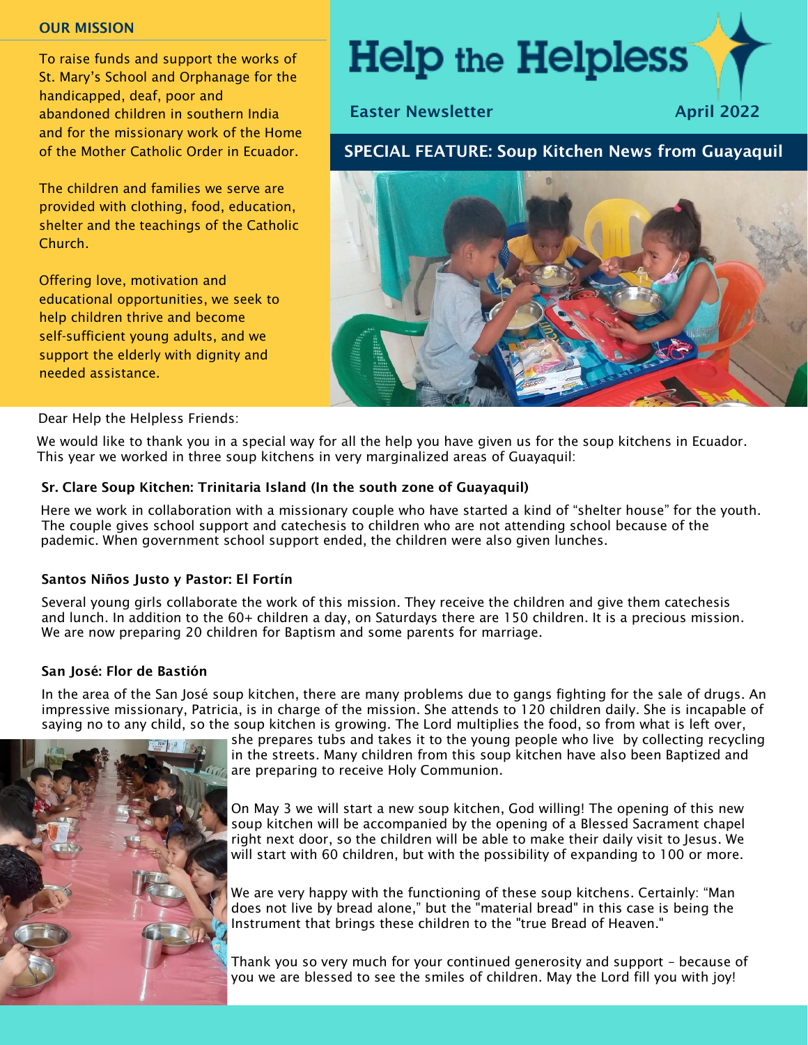## OUR MISSION

To raise funds and support the works of St. Mary's School and Orphanage for the handicapped, deaf, poor and abandoned children in southern India and for the missionary work of the Home of the Mother Catholic Order in Ecuador.

The children and families we serve are provided with clothing, food, education, shelter and the teachings of the Catholic Church.

Offering love, motivation and educational opportunities, we seek to help children thrive and become self-sufficient young adults, and we support the elderly with dignity and needed assistance.

# Help the Helpless

**Easter Newsletter** **April 2022**

## SPECIAL FEATURE: Soup Kitchen News from Guayaquil

Dear Help the Helpless Friends:

We would like to thank you in a special way for all the help you have given us for the soup kitchens in Ecuador. This year we worked in three soup kitchens in very marginalized areas of Guayaquil:

### Sr. Clare Soup Kitchen: Trinitaria Island (In the south zone of Guayaquil)

Here we work in collaboration with a missionary couple who have started a kind of "shelter house" for the youth. The couple gives school support and catechesis to children who are not attending school because of the pademic. When government school support ended, the children were also given lunches.

### Santos Niños Justo y Pastor: El Fortín

Several young girls collaborate the work of this mission. They receive the children and give them catechesis and lunch. In addition to the 60+ children a day, on Saturdays there are 150 children. It is a precious mission. We are now preparing 20 children for Baptism and some parents for marriage.

### San José: Flor de Bastión

In the area of the San José soup kitchen, there are many problems due to gangs fighting for the sale of drugs. An impressive missionary, Patricia, is in charge of the mission. She attends to 120 children daily. She is incapable of saying no to any child, so the soup kitchen is growing. The Lord multiplies the food, so from what is left over, she prepares tubs and takes it to the young people who live by collecting recycling in the streets. Many children from this soup kitchen have also been Baptized and are preparing to receive Holy Communion.

On May 3 we will start a new soup kitchen, God willing! The opening of this new soup kitchen will be accompanied by the opening of a Blessed Sacrament chapel right next door, so the children will be able to make their daily visit to Jesus. We will start with 60 children, but with the possibility of expanding to 100 or more.

We are very happy with the functioning of these soup kitchens. Certainly: "Man does not live by bread alone," but the "material bread" in this case is being the Instrument that brings these children to the "true Bread of Heaven."

Thank you so very much for your continued generosity and support – because of you we are blessed to see the smiles of children. May the Lord fill you with joy!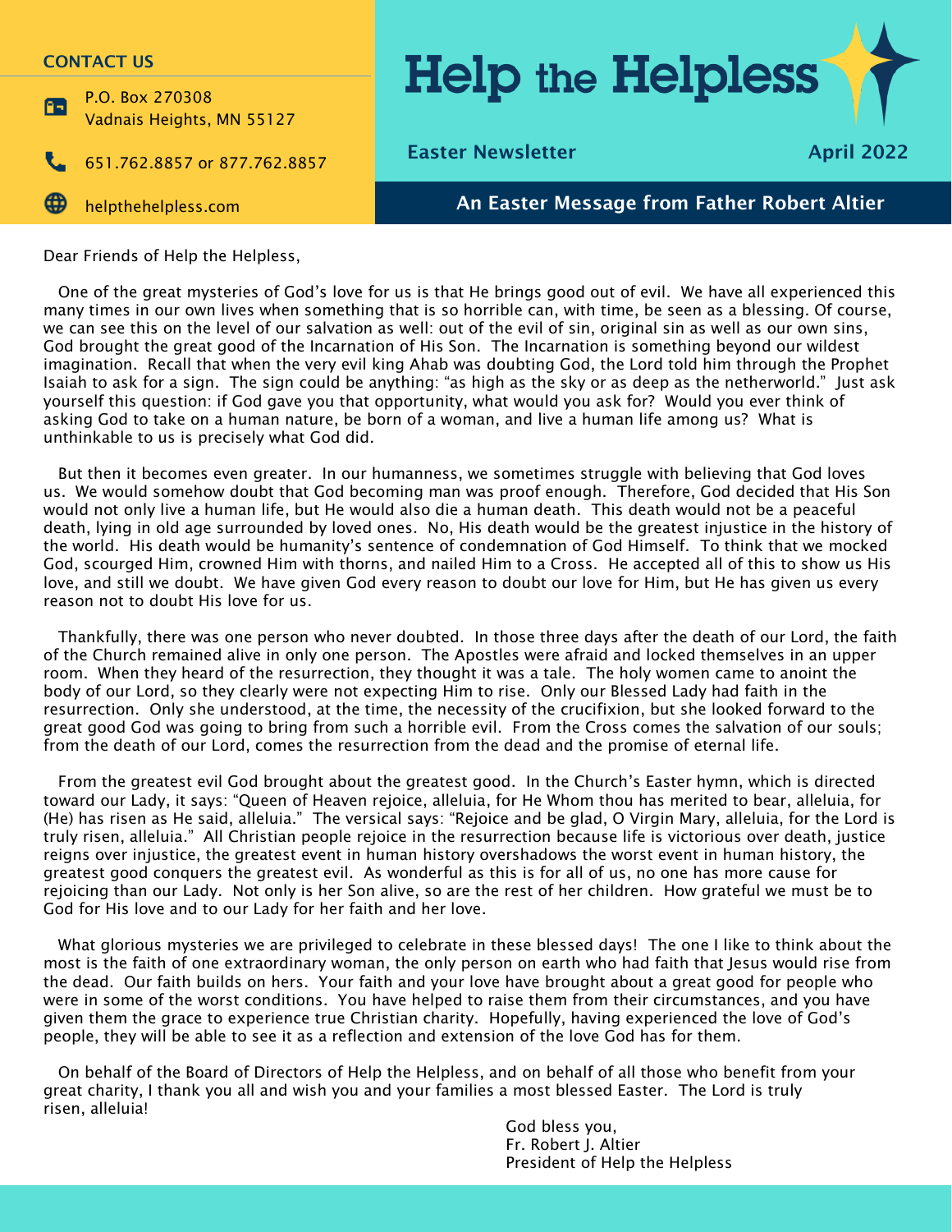**CONTACT US**

P.O. Box 270308
Vadnais Heights, MN 55127

651.762.8857 or 877.762.8857

helpthehelpless.com

# Help the Helpless

**Easter Newsletter** **April 2022**

## An Easter Message from Father Robert Altier

Dear Friends of Help the Helpless,

One of the great mysteries of God's love for us is that He brings good out of evil. We have all experienced this many times in our own lives when something that is so horrible can, with time, be seen as a blessing. Of course, we can see this on the level of our salvation as well: out of the evil of sin, original sin as well as our own sins, God brought the great good of the Incarnation of His Son. The Incarnation is something beyond our wildest imagination. Recall that when the very evil king Ahab was doubting God, the Lord told him through the Prophet Isaiah to ask for a sign. The sign could be anything: "as high as the sky or as deep as the netherworld." Just ask yourself this question: if God gave you that opportunity, what would you ask for? Would you ever think of asking God to take on a human nature, be born of a woman, and live a human life among us? What is unthinkable to us is precisely what God did.

But then it becomes even greater. In our humanness, we sometimes struggle with believing that God loves us. We would somehow doubt that God becoming man was proof enough. Therefore, God decided that His Son would not only live a human life, but He would also die a human death. This death would not be a peaceful death, lying in old age surrounded by loved ones. No, His death would be the greatest injustice in the history of the world. His death would be humanity's sentence of condemnation of God Himself. To think that we mocked God, scourged Him, crowned Him with thorns, and nailed Him to a Cross. He accepted all of this to show us His love, and still we doubt. We have given God every reason to doubt our love for Him, but He has given us every reason not to doubt His love for us.

Thankfully, there was one person who never doubted. In those three days after the death of our Lord, the faith of the Church remained alive in only one person. The Apostles were afraid and locked themselves in an upper room. When they heard of the resurrection, they thought it was a tale. The holy women came to anoint the body of our Lord, so they clearly were not expecting Him to rise. Only our Blessed Lady had faith in the resurrection. Only she understood, at the time, the necessity of the crucifixion, but she looked forward to the great good God was going to bring from such a horrible evil. From the Cross comes the salvation of our souls; from the death of our Lord, comes the resurrection from the dead and the promise of eternal life.

From the greatest evil God brought about the greatest good. In the Church's Easter hymn, which is directed toward our Lady, it says: "Queen of Heaven rejoice, alleluia, for He Whom thou has merited to bear, alleluia, for (He) has risen as He said, alleluia." The versical says: "Rejoice and be glad, O Virgin Mary, alleluia, for the Lord is truly risen, alleluia." All Christian people rejoice in the resurrection because life is victorious over death, justice reigns over injustice, the greatest event in human history overshadows the worst event in human history, the greatest good conquers the greatest evil. As wonderful as this is for all of us, no one has more cause for rejoicing than our Lady. Not only is her Son alive, so are the rest of her children. How grateful we must be to God for His love and to our Lady for her faith and her love.

What glorious mysteries we are privileged to celebrate in these blessed days! The one I like to think about the most is the faith of one extraordinary woman, the only person on earth who had faith that Jesus would rise from the dead. Our faith builds on hers. Your faith and your love have brought about a great good for people who were in some of the worst conditions. You have helped to raise them from their circumstances, and you have given them the grace to experience true Christian charity. Hopefully, having experienced the love of God's people, they will be able to see it as a reflection and extension of the love God has for them.

On behalf of the Board of Directors of Help the Helpless, and on behalf of all those who benefit from your great charity, I thank you all and wish you and your families a most blessed Easter. The Lord is truly risen, alleluia!

God bless you,
Fr. Robert J. Altier
President of Help the Helpless